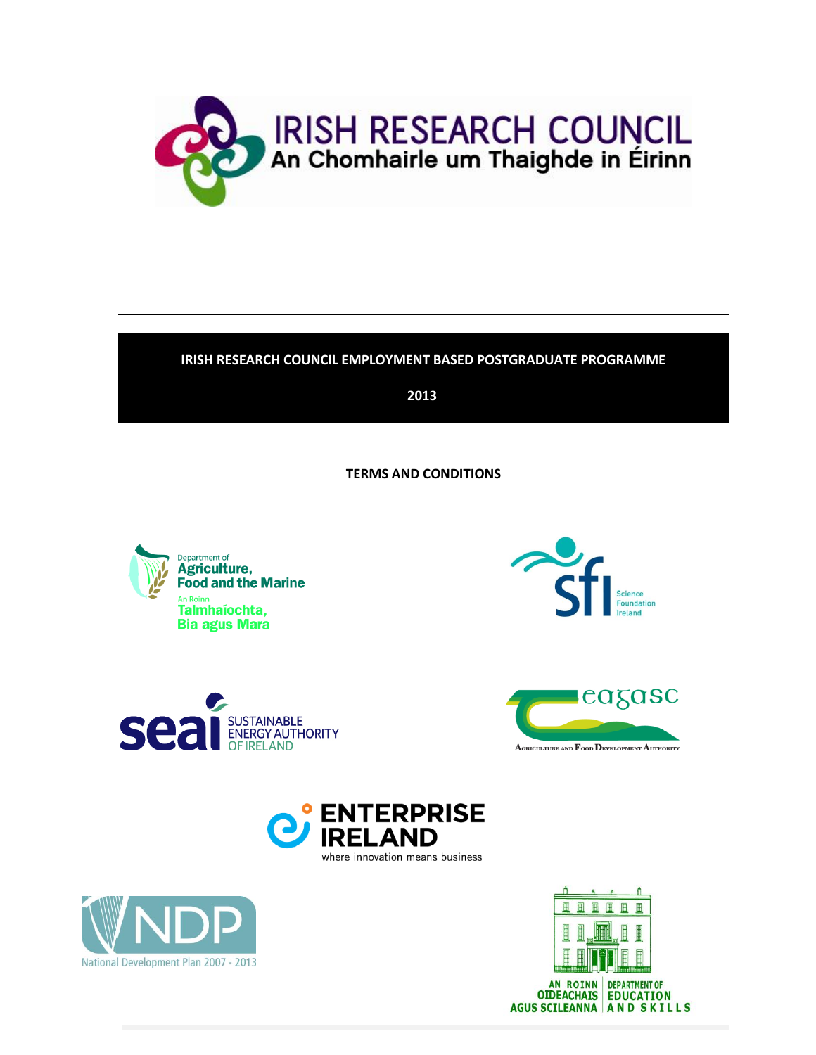# IRISH RESEARCH COUNCIL EMPLOYMENT BASED POSTGRADUATE PROGRAMME

# 2013

## TERMS AND CONDITIONS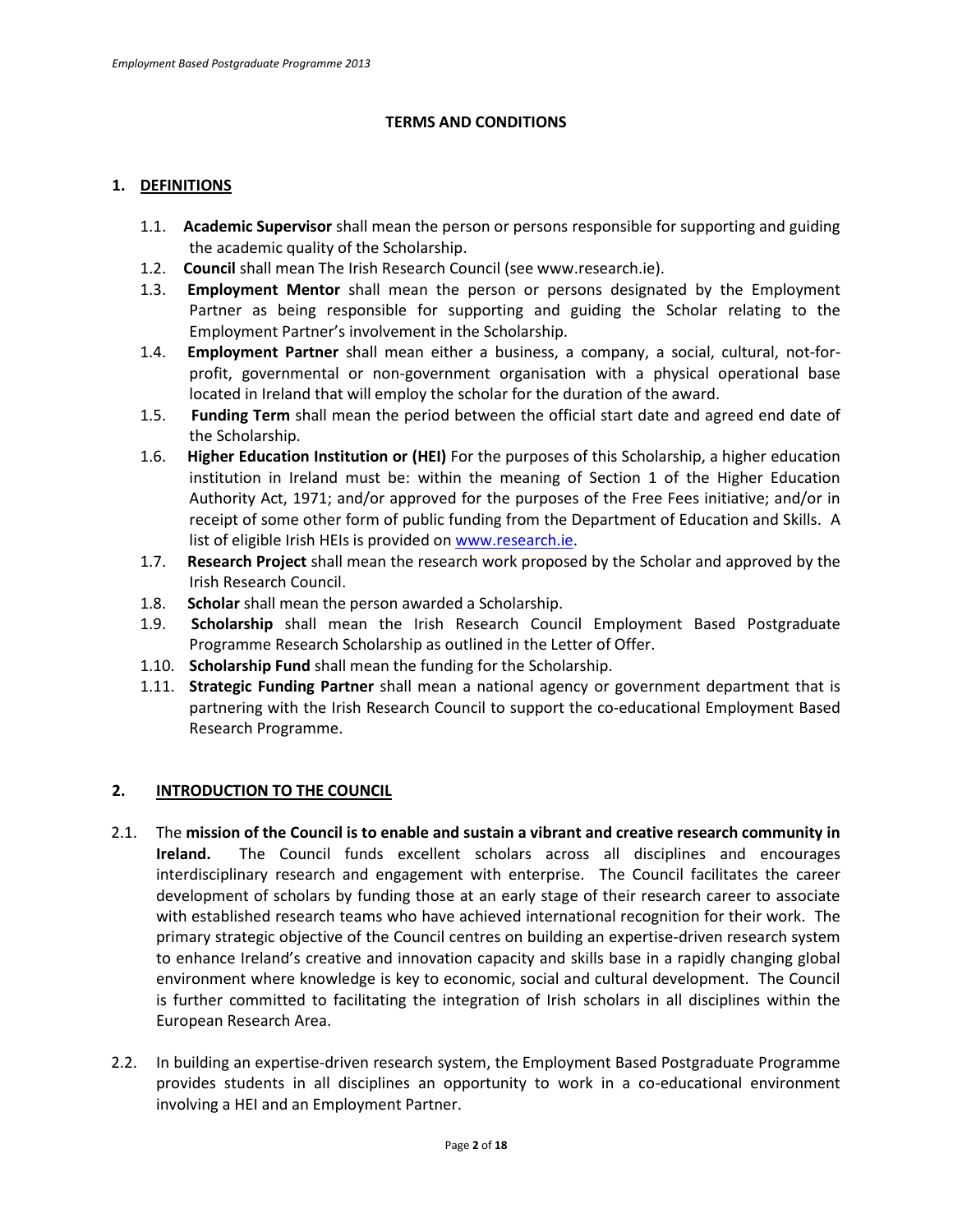## TERMS AND CONDITIONS

### 1. DEFINITIONS

1.1. **Academic Supervisor** shall mean the person or persons responsible for supporting and guiding the academic quality of the Scholarship.

1.2. **Council** shall mean The Irish Research Council (see www.research.ie).

1.3. **Employment Mentor** shall mean the person or persons designated by the Employment Partner as being responsible for supporting and guiding the Scholar relating to the Employment Partner's involvement in the Scholarship.

1.4. **Employment Partner** shall mean either a business, a company, a social, cultural, not-for-profit, governmental or non-government organisation with a physical operational base located in Ireland that will employ the scholar for the duration of the award.

1.5. **Funding Term** shall mean the period between the official start date and agreed end date of the Scholarship.

1.6. **Higher Education Institution or (HEI)** For the purposes of this Scholarship, a higher education institution in Ireland must be: within the meaning of Section 1 of the Higher Education Authority Act, 1971; and/or approved for the purposes of the Free Fees initiative; and/or in receipt of some other form of public funding from the Department of Education and Skills. A list of eligible Irish HEIs is provided on [www.research.ie](www.research.ie).

1.7. **Research Project** shall mean the research work proposed by the Scholar and approved by the Irish Research Council.

1.8. **Scholar** shall mean the person awarded a Scholarship.

1.9. **Scholarship** shall mean the Irish Research Council Employment Based Postgraduate Programme Research Scholarship as outlined in the Letter of Offer.

1.10. **Scholarship Fund** shall mean the funding for the Scholarship.

1.11. **Strategic Funding Partner** shall mean a national agency or government department that is partnering with the Irish Research Council to support the co-educational Employment Based Research Programme.

### 2. INTRODUCTION TO THE COUNCIL

2.1. The **mission of the Council is to enable and sustain a vibrant and creative research community in Ireland.** The Council funds excellent scholars across all disciplines and encourages interdisciplinary research and engagement with enterprise. The Council facilitates the career development of scholars by funding those at an early stage of their research career to associate with established research teams who have achieved international recognition for their work. The primary strategic objective of the Council centres on building an expertise-driven research system to enhance Ireland's creative and innovation capacity and skills base in a rapidly changing global environment where knowledge is key to economic, social and cultural development. The Council is further committed to facilitating the integration of Irish scholars in all disciplines within the European Research Area.

2.2. In building an expertise-driven research system, the Employment Based Postgraduate Programme provides students in all disciplines an opportunity to work in a co-educational environment involving a HEI and an Employment Partner.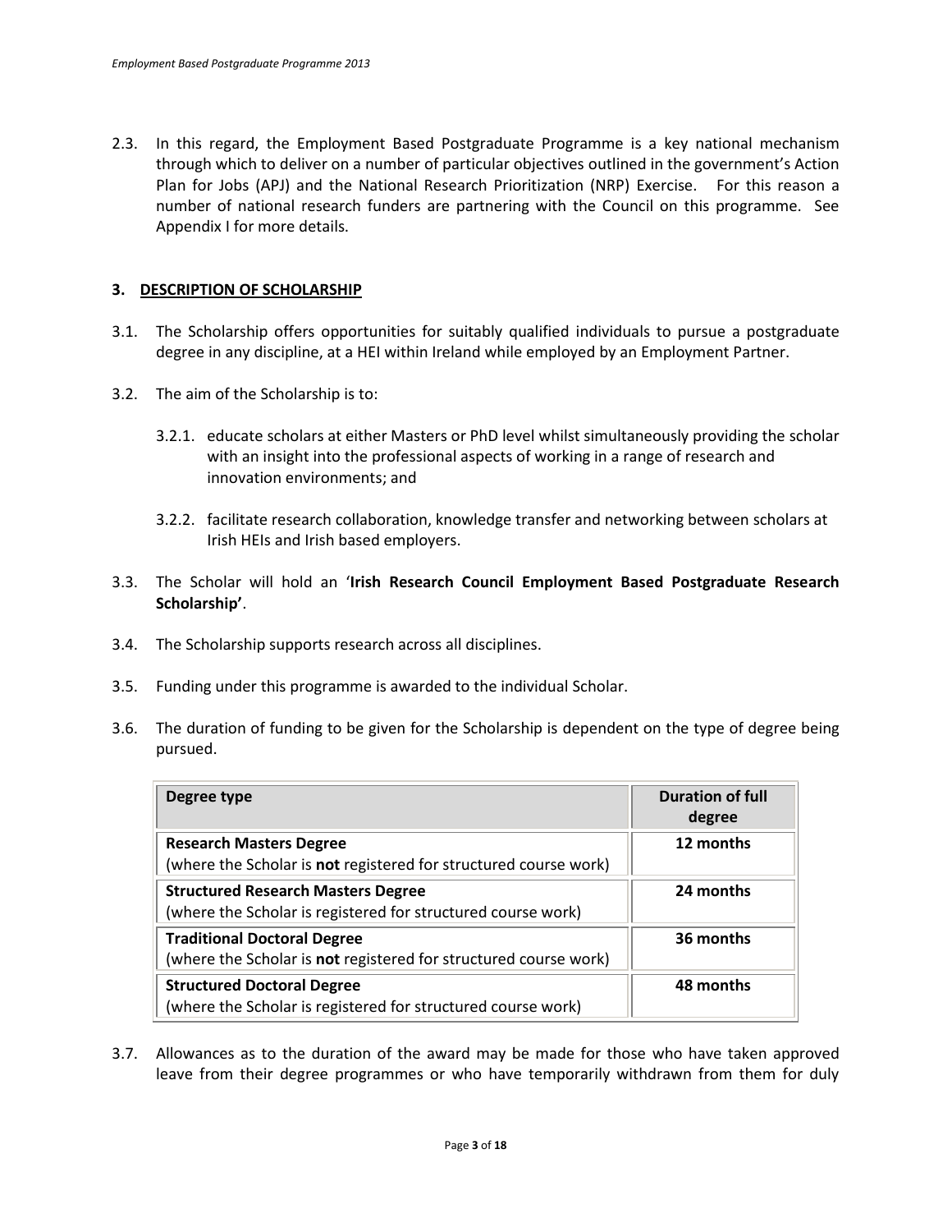2.3. In this regard, the Employment Based Postgraduate Programme is a key national mechanism through which to deliver on a number of particular objectives outlined in the government's Action Plan for Jobs (APJ) and the National Research Prioritization (NRP) Exercise. For this reason a number of national research funders are partnering with the Council on this programme. See Appendix I for more details.

## 3. DESCRIPTION OF SCHOLARSHIP

3.1. The Scholarship offers opportunities for suitably qualified individuals to pursue a postgraduate degree in any discipline, at a HEI within Ireland while employed by an Employment Partner.

3.2. The aim of the Scholarship is to:

3.2.1. educate scholars at either Masters or PhD level whilst simultaneously providing the scholar with an insight into the professional aspects of working in a range of research and innovation environments; and

3.2.2. facilitate research collaboration, knowledge transfer and networking between scholars at Irish HEIs and Irish based employers.

3.3. The Scholar will hold an '**Irish Research Council Employment Based Postgraduate Research Scholarship'**.

3.4. The Scholarship supports research across all disciplines.

3.5. Funding under this programme is awarded to the individual Scholar.

3.6. The duration of funding to be given for the Scholarship is dependent on the type of degree being pursued.

| Degree type | Duration of full degree |
|---|---|
| **Research Masters Degree**<br>(where the Scholar is **not** registered for structured course work) | **12 months** |
| **Structured Research Masters Degree**<br>(where the Scholar is registered for structured course work) | **24 months** |
| **Traditional Doctoral Degree**<br>(where the Scholar is **not** registered for structured course work) | **36 months** |
| **Structured Doctoral Degree**<br>(where the Scholar is registered for structured course work) | **48 months** |

3.7. Allowances as to the duration of the award may be made for those who have taken approved leave from their degree programmes or who have temporarily withdrawn from them for duly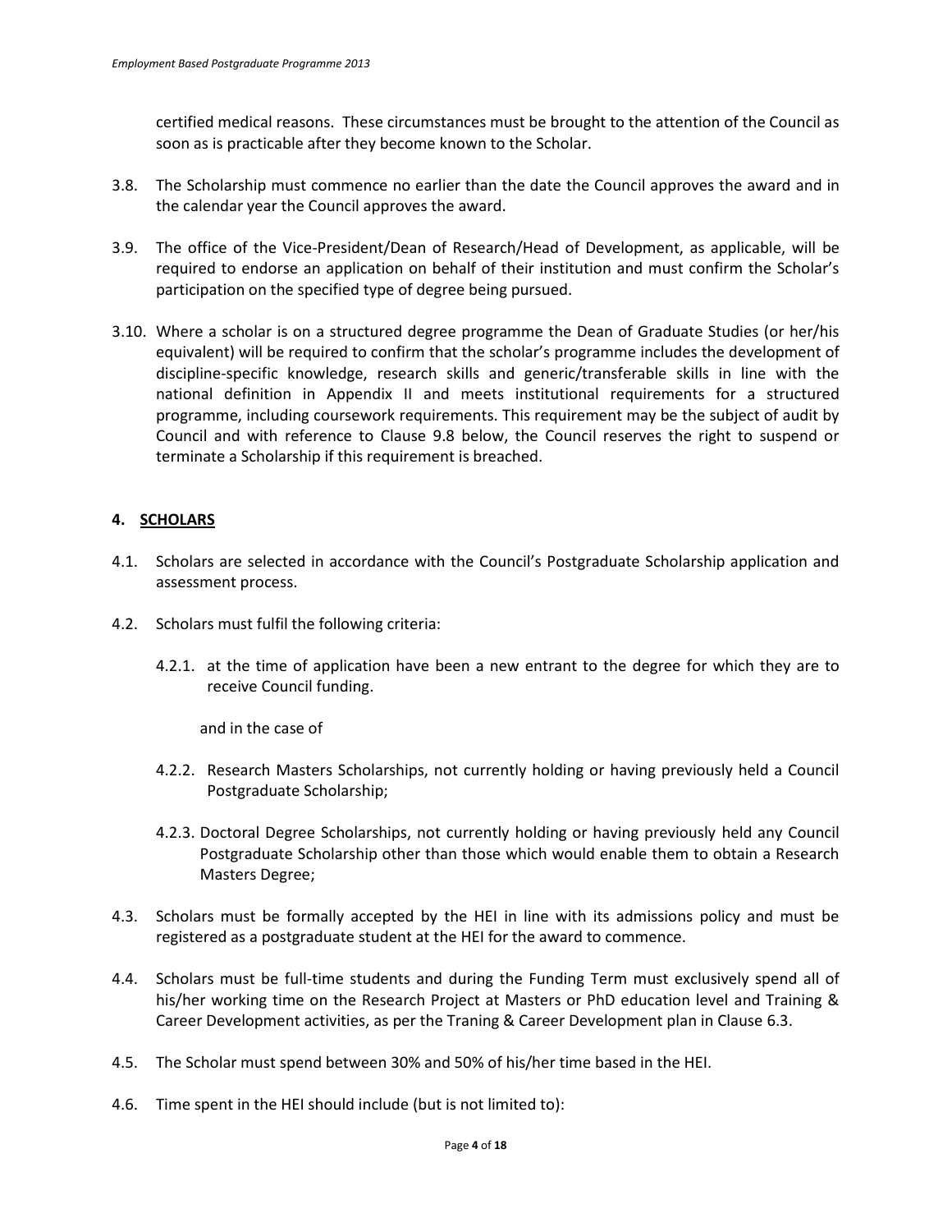certified medical reasons. These circumstances must be brought to the attention of the Council as soon as is practicable after they become known to the Scholar.

3.8. The Scholarship must commence no earlier than the date the Council approves the award and in the calendar year the Council approves the award.

3.9. The office of the Vice-President/Dean of Research/Head of Development, as applicable, will be required to endorse an application on behalf of their institution and must confirm the Scholar's participation on the specified type of degree being pursued.

3.10. Where a scholar is on a structured degree programme the Dean of Graduate Studies (or her/his equivalent) will be required to confirm that the scholar's programme includes the development of discipline-specific knowledge, research skills and generic/transferable skills in line with the national definition in Appendix II and meets institutional requirements for a structured programme, including coursework requirements. This requirement may be the subject of audit by Council and with reference to Clause 9.8 below, the Council reserves the right to suspend or terminate a Scholarship if this requirement is breached.

## 4. SCHOLARS

4.1. Scholars are selected in accordance with the Council's Postgraduate Scholarship application and assessment process.

4.2. Scholars must fulfil the following criteria:

4.2.1. at the time of application have been a new entrant to the degree for which they are to receive Council funding.

and in the case of

4.2.2. Research Masters Scholarships, not currently holding or having previously held a Council Postgraduate Scholarship;

4.2.3. Doctoral Degree Scholarships, not currently holding or having previously held any Council Postgraduate Scholarship other than those which would enable them to obtain a Research Masters Degree;

4.3. Scholars must be formally accepted by the HEI in line with its admissions policy and must be registered as a postgraduate student at the HEI for the award to commence.

4.4. Scholars must be full-time students and during the Funding Term must exclusively spend all of his/her working time on the Research Project at Masters or PhD education level and Training & Career Development activities, as per the Traning & Career Development plan in Clause 6.3.

4.5. The Scholar must spend between 30% and 50% of his/her time based in the HEI.

4.6. Time spent in the HEI should include (but is not limited to):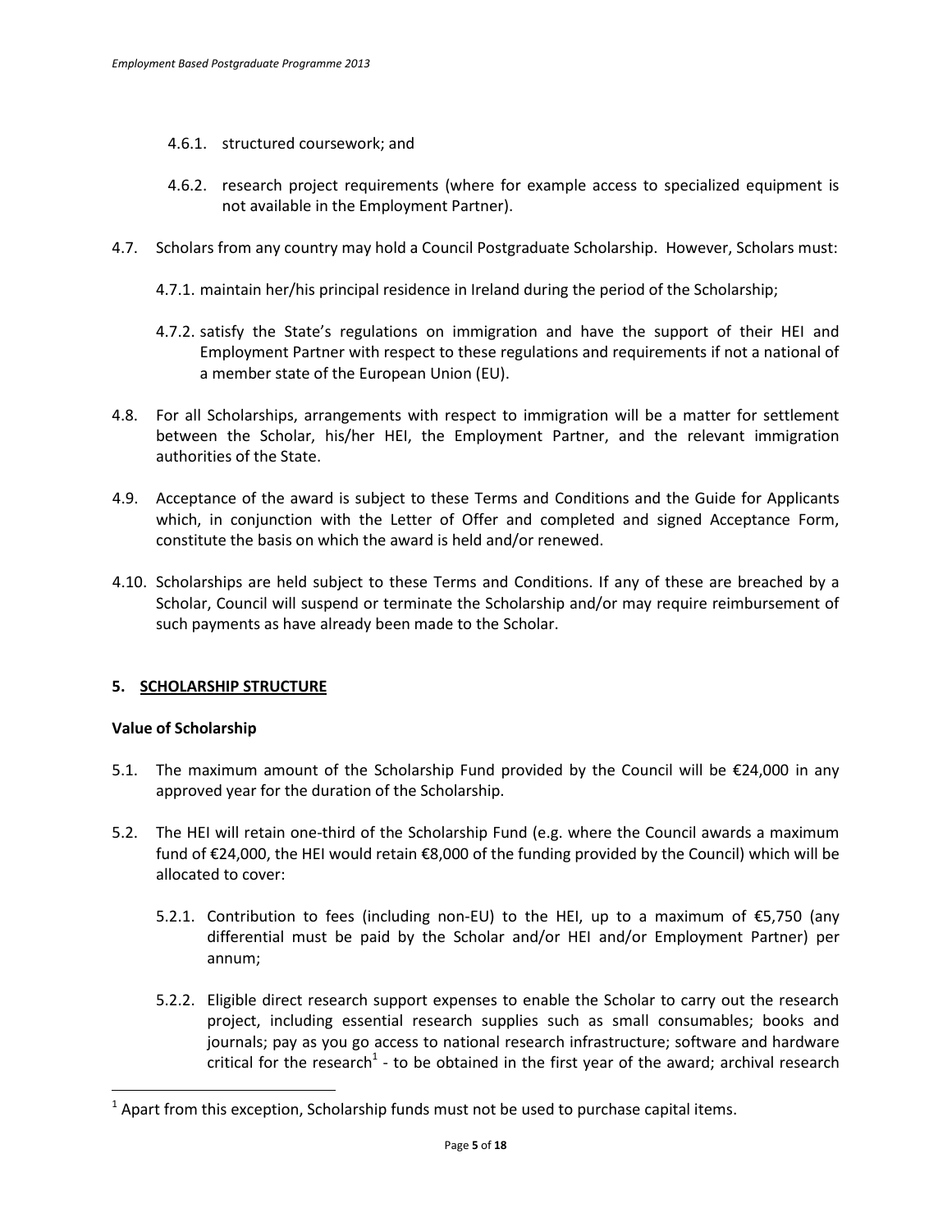4.6.1. structured coursework; and

4.6.2. research project requirements (where for example access to specialized equipment is not available in the Employment Partner).

4.7. Scholars from any country may hold a Council Postgraduate Scholarship. However, Scholars must:

4.7.1. maintain her/his principal residence in Ireland during the period of the Scholarship;

4.7.2. satisfy the State's regulations on immigration and have the support of their HEI and Employment Partner with respect to these regulations and requirements if not a national of a member state of the European Union (EU).

4.8. For all Scholarships, arrangements with respect to immigration will be a matter for settlement between the Scholar, his/her HEI, the Employment Partner, and the relevant immigration authorities of the State.

4.9. Acceptance of the award is subject to these Terms and Conditions and the Guide for Applicants which, in conjunction with the Letter of Offer and completed and signed Acceptance Form, constitute the basis on which the award is held and/or renewed.

4.10. Scholarships are held subject to these Terms and Conditions. If any of these are breached by a Scholar, Council will suspend or terminate the Scholarship and/or may require reimbursement of such payments as have already been made to the Scholar.

## 5. SCHOLARSHIP STRUCTURE

**Value of Scholarship**

5.1. The maximum amount of the Scholarship Fund provided by the Council will be €24,000 in any approved year for the duration of the Scholarship.

5.2. The HEI will retain one-third of the Scholarship Fund (e.g. where the Council awards a maximum fund of €24,000, the HEI would retain €8,000 of the funding provided by the Council) which will be allocated to cover:

5.2.1. Contribution to fees (including non-EU) to the HEI, up to a maximum of €5,750 (any differential must be paid by the Scholar and/or HEI and/or Employment Partner) per annum;

5.2.2. Eligible direct research support expenses to enable the Scholar to carry out the research project, including essential research supplies such as small consumables; books and journals; pay as you go access to national research infrastructure; software and hardware critical for the research[1] - to be obtained in the first year of the award; archival research

[1] Apart from this exception, Scholarship funds must not be used to purchase capital items.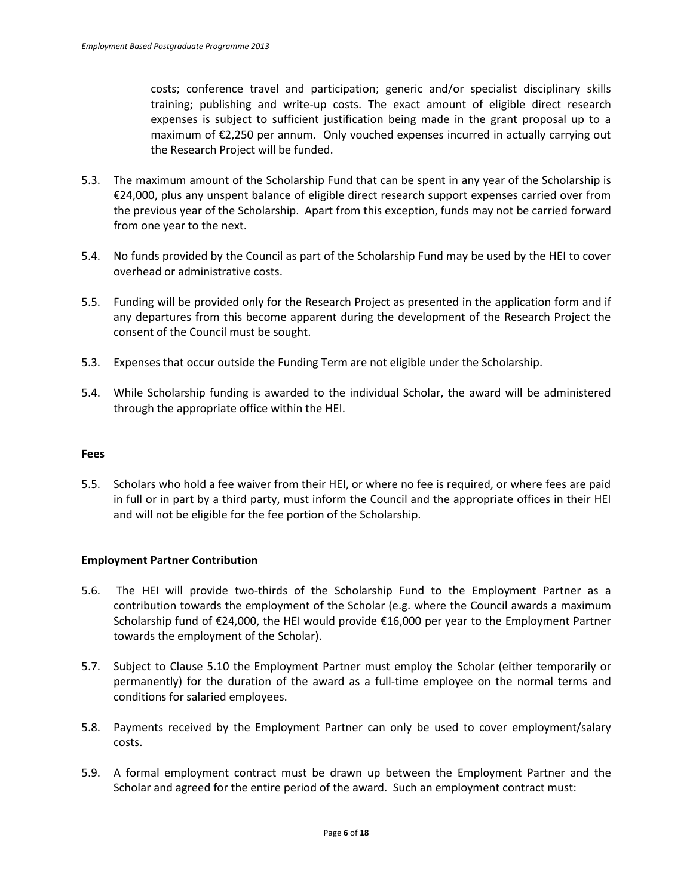costs; conference travel and participation; generic and/or specialist disciplinary skills training; publishing and write-up costs. The exact amount of eligible direct research expenses is subject to sufficient justification being made in the grant proposal up to a maximum of €2,250 per annum. Only vouched expenses incurred in actually carrying out the Research Project will be funded.

5.3. The maximum amount of the Scholarship Fund that can be spent in any year of the Scholarship is €24,000, plus any unspent balance of eligible direct research support expenses carried over from the previous year of the Scholarship. Apart from this exception, funds may not be carried forward from one year to the next.

5.4. No funds provided by the Council as part of the Scholarship Fund may be used by the HEI to cover overhead or administrative costs.

5.5. Funding will be provided only for the Research Project as presented in the application form and if any departures from this become apparent during the development of the Research Project the consent of the Council must be sought.

5.3. Expenses that occur outside the Funding Term are not eligible under the Scholarship.

5.4. While Scholarship funding is awarded to the individual Scholar, the award will be administered through the appropriate office within the HEI.

**Fees**

5.5. Scholars who hold a fee waiver from their HEI, or where no fee is required, or where fees are paid in full or in part by a third party, must inform the Council and the appropriate offices in their HEI and will not be eligible for the fee portion of the Scholarship.

**Employment Partner Contribution**

5.6. The HEI will provide two-thirds of the Scholarship Fund to the Employment Partner as a contribution towards the employment of the Scholar (e.g. where the Council awards a maximum Scholarship fund of €24,000, the HEI would provide €16,000 per year to the Employment Partner towards the employment of the Scholar).

5.7. Subject to Clause 5.10 the Employment Partner must employ the Scholar (either temporarily or permanently) for the duration of the award as a full-time employee on the normal terms and conditions for salaried employees.

5.8. Payments received by the Employment Partner can only be used to cover employment/salary costs.

5.9. A formal employment contract must be drawn up between the Employment Partner and the Scholar and agreed for the entire period of the award. Such an employment contract must: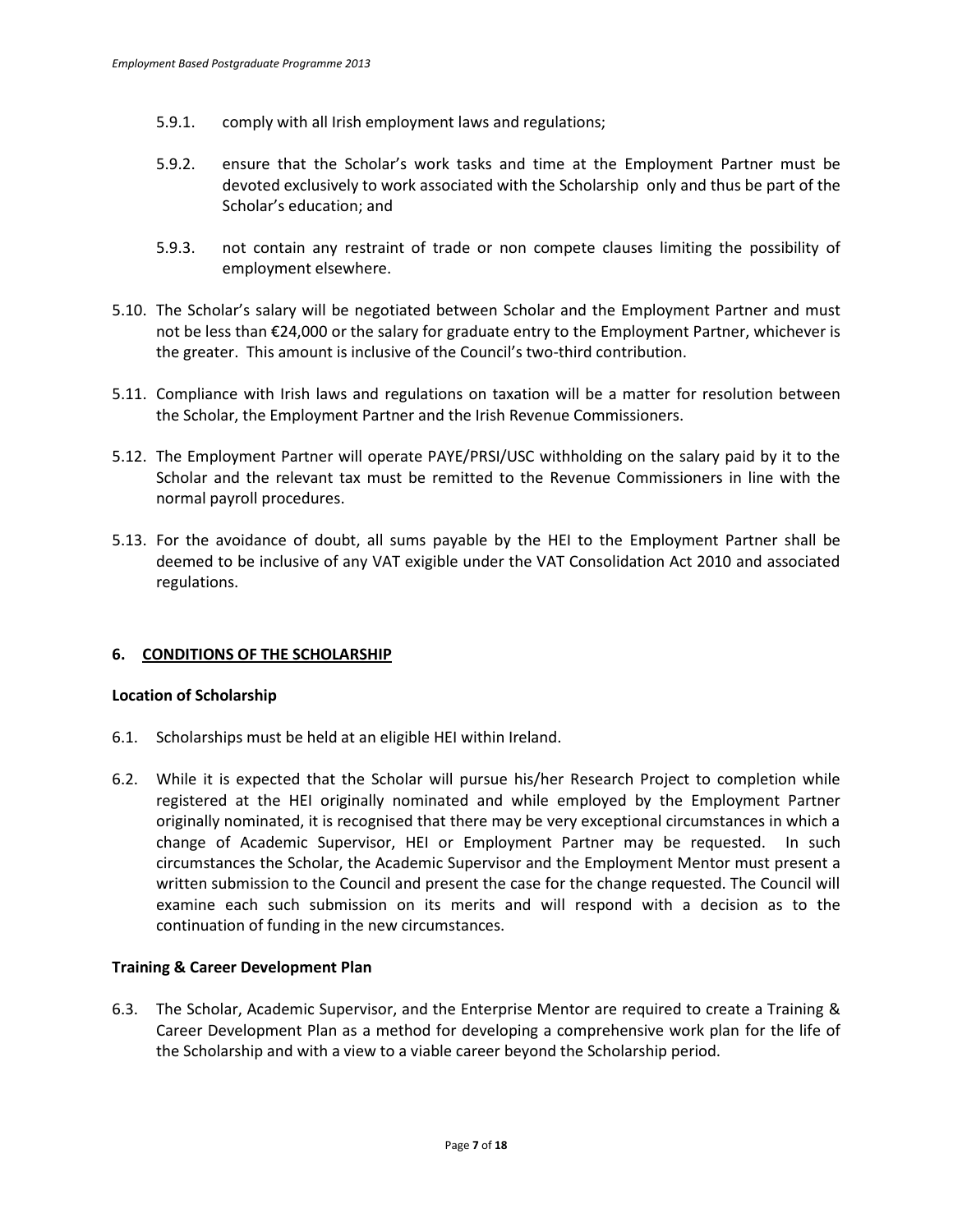5.9.1. comply with all Irish employment laws and regulations;

5.9.2. ensure that the Scholar's work tasks and time at the Employment Partner must be devoted exclusively to work associated with the Scholarship only and thus be part of the Scholar's education; and

5.9.3. not contain any restraint of trade or non compete clauses limiting the possibility of employment elsewhere.

5.10. The Scholar's salary will be negotiated between Scholar and the Employment Partner and must not be less than €24,000 or the salary for graduate entry to the Employment Partner, whichever is the greater. This amount is inclusive of the Council's two-third contribution.

5.11. Compliance with Irish laws and regulations on taxation will be a matter for resolution between the Scholar, the Employment Partner and the Irish Revenue Commissioners.

5.12. The Employment Partner will operate PAYE/PRSI/USC withholding on the salary paid by it to the Scholar and the relevant tax must be remitted to the Revenue Commissioners in line with the normal payroll procedures.

5.13. For the avoidance of doubt, all sums payable by the HEI to the Employment Partner shall be deemed to be inclusive of any VAT exigible under the VAT Consolidation Act 2010 and associated regulations.

## 6. CONDITIONS OF THE SCHOLARSHIP

### Location of Scholarship

6.1. Scholarships must be held at an eligible HEI within Ireland.

6.2. While it is expected that the Scholar will pursue his/her Research Project to completion while registered at the HEI originally nominated and while employed by the Employment Partner originally nominated, it is recognised that there may be very exceptional circumstances in which a change of Academic Supervisor, HEI or Employment Partner may be requested. In such circumstances the Scholar, the Academic Supervisor and the Employment Mentor must present a written submission to the Council and present the case for the change requested. The Council will examine each such submission on its merits and will respond with a decision as to the continuation of funding in the new circumstances.

### Training & Career Development Plan

6.3. The Scholar, Academic Supervisor, and the Enterprise Mentor are required to create a Training & Career Development Plan as a method for developing a comprehensive work plan for the life of the Scholarship and with a view to a viable career beyond the Scholarship period.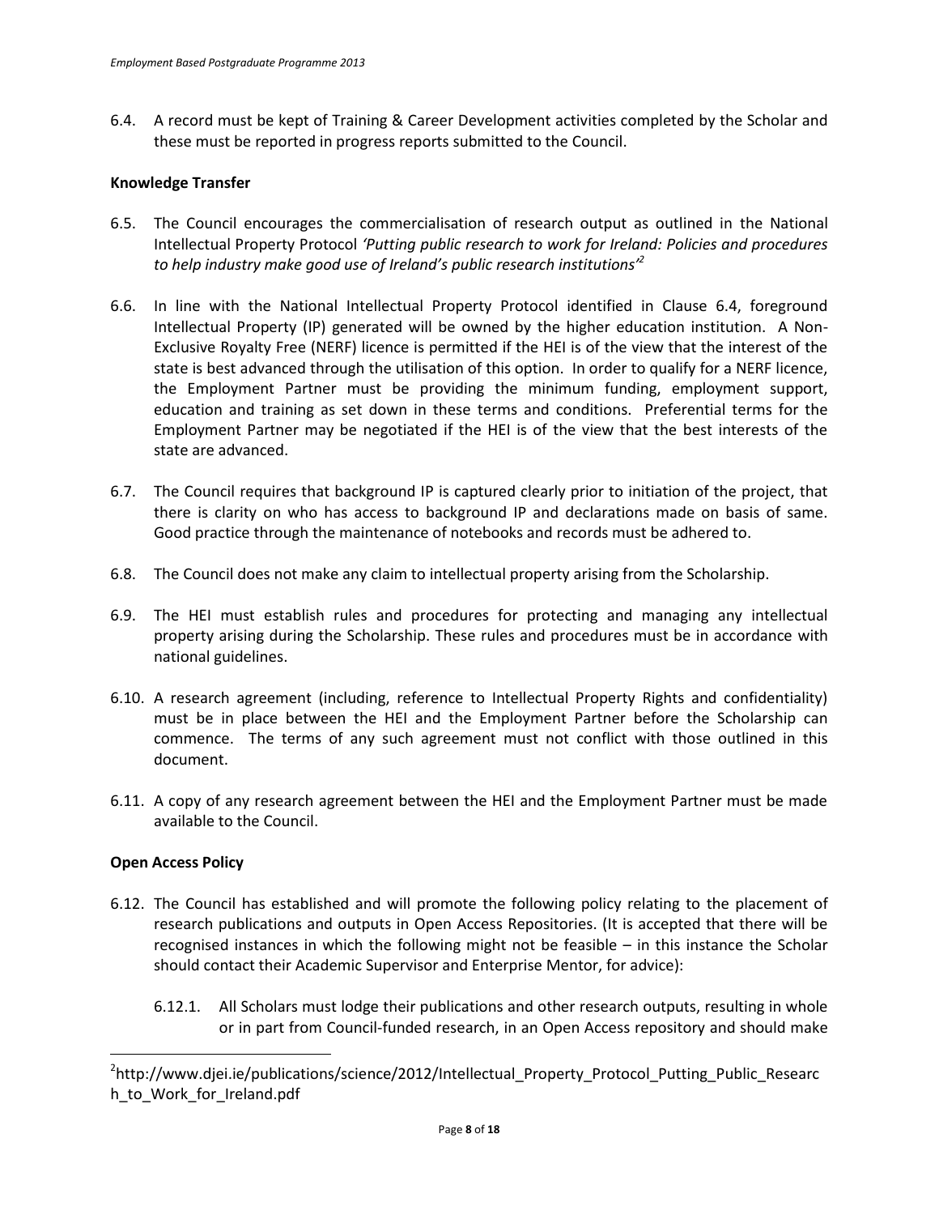6.4. A record must be kept of Training & Career Development activities completed by the Scholar and these must be reported in progress reports submitted to the Council.

**Knowledge Transfer**

6.5. The Council encourages the commercialisation of research output as outlined in the National Intellectual Property Protocol *'Putting public research to work for Ireland: Policies and procedures to help industry make good use of Ireland's public research institutions'*[2]

6.6. In line with the National Intellectual Property Protocol identified in Clause 6.4, foreground Intellectual Property (IP) generated will be owned by the higher education institution. A Non-Exclusive Royalty Free (NERF) licence is permitted if the HEI is of the view that the interest of the state is best advanced through the utilisation of this option. In order to qualify for a NERF licence, the Employment Partner must be providing the minimum funding, employment support, education and training as set down in these terms and conditions. Preferential terms for the Employment Partner may be negotiated if the HEI is of the view that the best interests of the state are advanced.

6.7. The Council requires that background IP is captured clearly prior to initiation of the project, that there is clarity on who has access to background IP and declarations made on basis of same. Good practice through the maintenance of notebooks and records must be adhered to.

6.8. The Council does not make any claim to intellectual property arising from the Scholarship.

6.9. The HEI must establish rules and procedures for protecting and managing any intellectual property arising during the Scholarship. These rules and procedures must be in accordance with national guidelines.

6.10. A research agreement (including, reference to Intellectual Property Rights and confidentiality) must be in place between the HEI and the Employment Partner before the Scholarship can commence. The terms of any such agreement must not conflict with those outlined in this document.

6.11. A copy of any research agreement between the HEI and the Employment Partner must be made available to the Council.

**Open Access Policy**

6.12. The Council has established and will promote the following policy relating to the placement of research publications and outputs in Open Access Repositories. (It is accepted that there will be recognised instances in which the following might not be feasible – in this instance the Scholar should contact their Academic Supervisor and Enterprise Mentor, for advice):

6.12.1. All Scholars must lodge their publications and other research outputs, resulting in whole or in part from Council-funded research, in an Open Access repository and should make

---

[2] http://www.djei.ie/publications/science/2012/Intellectual_Property_Protocol_Putting_Public_Research_to_Work_for_Ireland.pdf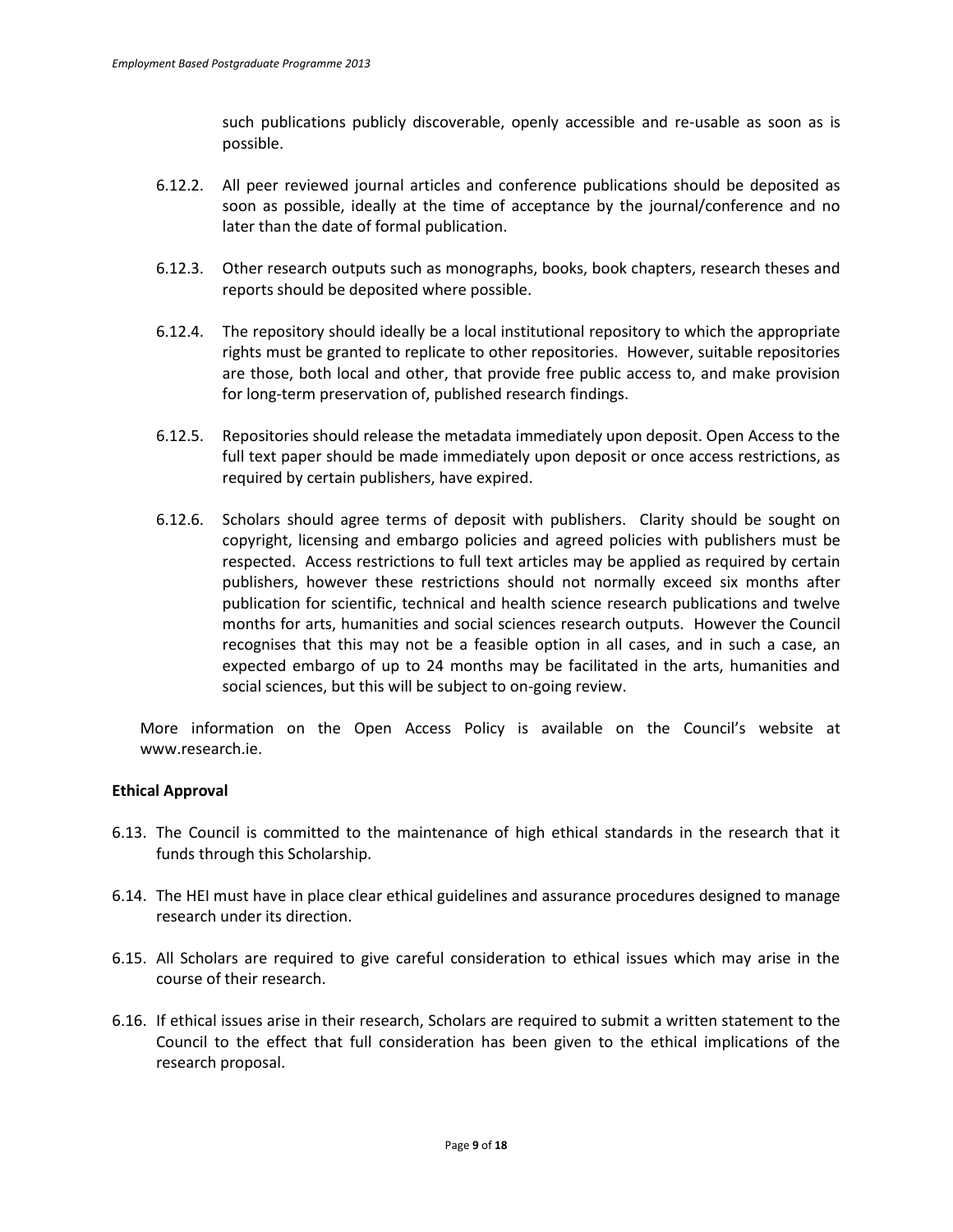such publications publicly discoverable, openly accessible and re-usable as soon as is possible.

6.12.2. All peer reviewed journal articles and conference publications should be deposited as soon as possible, ideally at the time of acceptance by the journal/conference and no later than the date of formal publication.

6.12.3. Other research outputs such as monographs, books, book chapters, research theses and reports should be deposited where possible.

6.12.4. The repository should ideally be a local institutional repository to which the appropriate rights must be granted to replicate to other repositories. However, suitable repositories are those, both local and other, that provide free public access to, and make provision for long-term preservation of, published research findings.

6.12.5. Repositories should release the metadata immediately upon deposit. Open Access to the full text paper should be made immediately upon deposit or once access restrictions, as required by certain publishers, have expired.

6.12.6. Scholars should agree terms of deposit with publishers. Clarity should be sought on copyright, licensing and embargo policies and agreed policies with publishers must be respected. Access restrictions to full text articles may be applied as required by certain publishers, however these restrictions should not normally exceed six months after publication for scientific, technical and health science research publications and twelve months for arts, humanities and social sciences research outputs. However the Council recognises that this may not be a feasible option in all cases, and in such a case, an expected embargo of up to 24 months may be facilitated in the arts, humanities and social sciences, but this will be subject to on-going review.

More information on the Open Access Policy is available on the Council's website at www.research.ie.

**Ethical Approval**

6.13. The Council is committed to the maintenance of high ethical standards in the research that it funds through this Scholarship.

6.14. The HEI must have in place clear ethical guidelines and assurance procedures designed to manage research under its direction.

6.15. All Scholars are required to give careful consideration to ethical issues which may arise in the course of their research.

6.16. If ethical issues arise in their research, Scholars are required to submit a written statement to the Council to the effect that full consideration has been given to the ethical implications of the research proposal.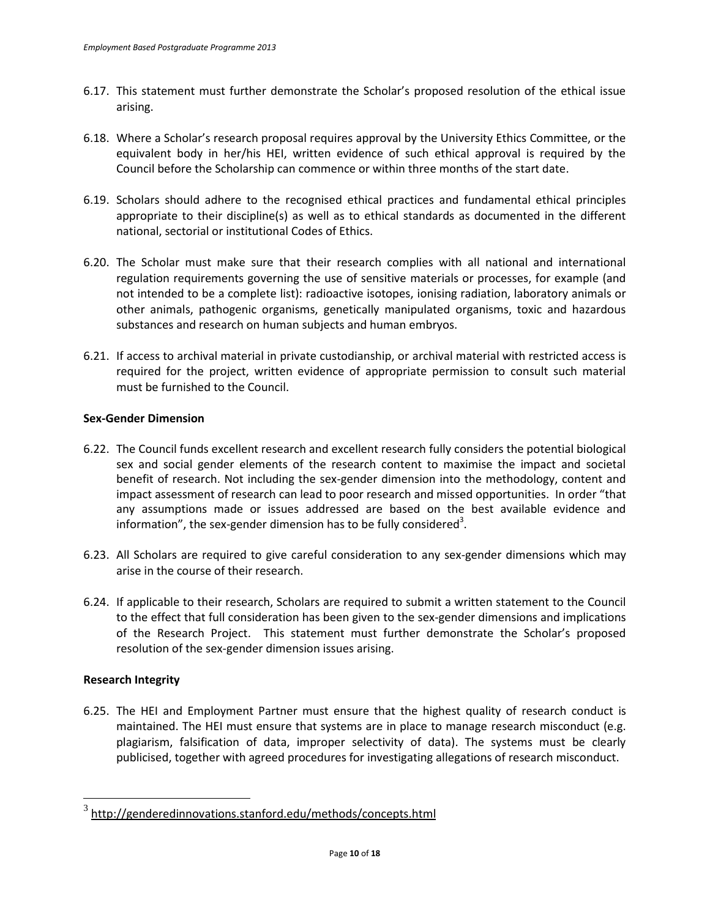6.17. This statement must further demonstrate the Scholar's proposed resolution of the ethical issue arising.

6.18. Where a Scholar's research proposal requires approval by the University Ethics Committee, or the equivalent body in her/his HEI, written evidence of such ethical approval is required by the Council before the Scholarship can commence or within three months of the start date.

6.19. Scholars should adhere to the recognised ethical practices and fundamental ethical principles appropriate to their discipline(s) as well as to ethical standards as documented in the different national, sectorial or institutional Codes of Ethics.

6.20. The Scholar must make sure that their research complies with all national and international regulation requirements governing the use of sensitive materials or processes, for example (and not intended to be a complete list): radioactive isotopes, ionising radiation, laboratory animals or other animals, pathogenic organisms, genetically manipulated organisms, toxic and hazardous substances and research on human subjects and human embryos.

6.21. If access to archival material in private custodianship, or archival material with restricted access is required for the project, written evidence of appropriate permission to consult such material must be furnished to the Council.

**Sex-Gender Dimension**

6.22. The Council funds excellent research and excellent research fully considers the potential biological sex and social gender elements of the research content to maximise the impact and societal benefit of research. Not including the sex-gender dimension into the methodology, content and impact assessment of research can lead to poor research and missed opportunities. In order "that any assumptions made or issues addressed are based on the best available evidence and information", the sex-gender dimension has to be fully considered[3].

6.23. All Scholars are required to give careful consideration to any sex-gender dimensions which may arise in the course of their research.

6.24. If applicable to their research, Scholars are required to submit a written statement to the Council to the effect that full consideration has been given to the sex-gender dimensions and implications of the Research Project. This statement must further demonstrate the Scholar's proposed resolution of the sex-gender dimension issues arising.

**Research Integrity**

6.25. The HEI and Employment Partner must ensure that the highest quality of research conduct is maintained. The HEI must ensure that systems are in place to manage research misconduct (e.g. plagiarism, falsification of data, improper selectivity of data). The systems must be clearly publicised, together with agreed procedures for investigating allegations of research misconduct.

---

[3] http://genderedinnovations.stanford.edu/methods/concepts.html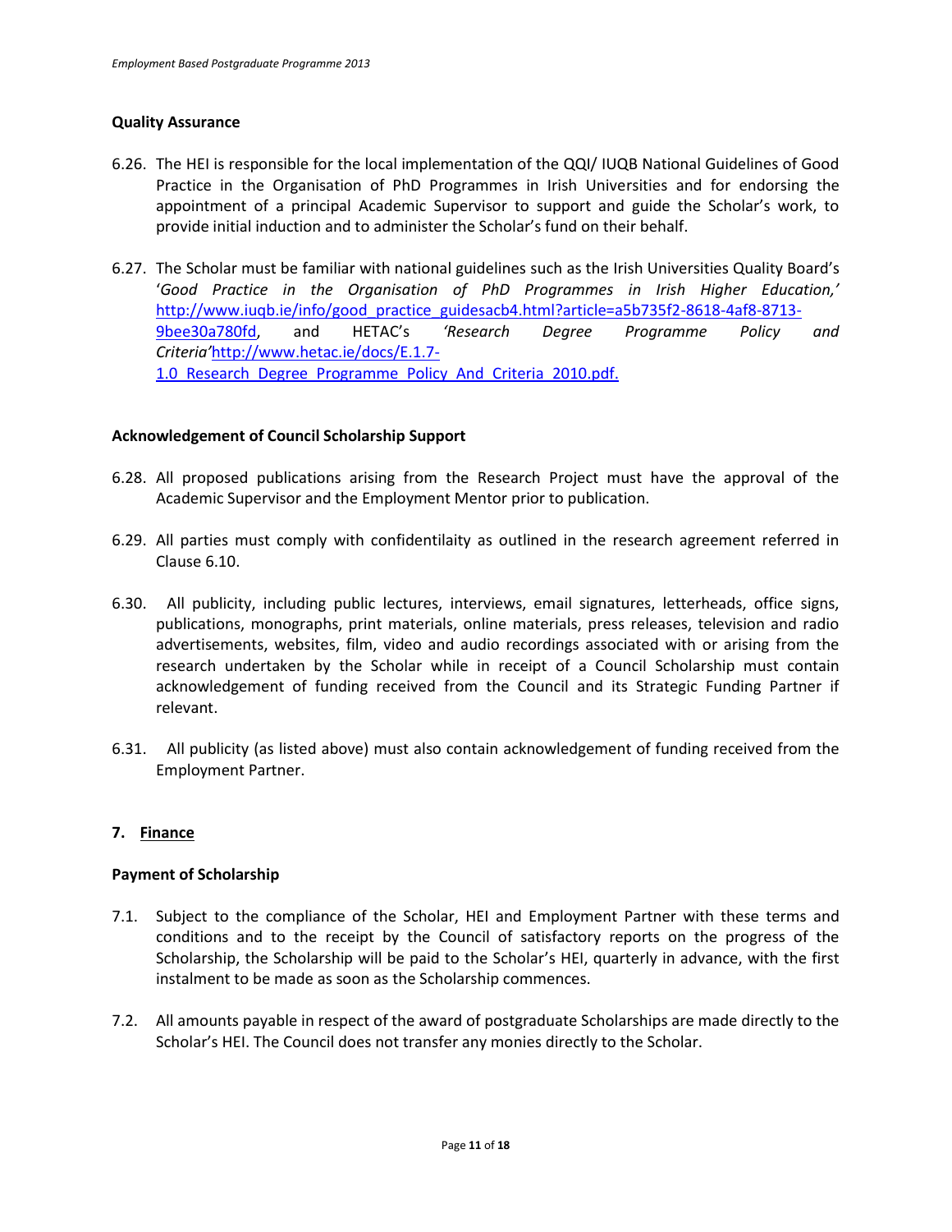### Quality Assurance

6.26. The HEI is responsible for the local implementation of the QQI/ IUQB National Guidelines of Good Practice in the Organisation of PhD Programmes in Irish Universities and for endorsing the appointment of a principal Academic Supervisor to support and guide the Scholar's work, to provide initial induction and to administer the Scholar's fund on their behalf.

6.27. The Scholar must be familiar with national guidelines such as the Irish Universities Quality Board's '*Good Practice in the Organisation of PhD Programmes in Irish Higher Education,'* http://www.iuqb.ie/info/good_practice_guidesacb4.html?article=a5b735f2-8618-4af8-8713-9bee30a780fd, and HETAC's *'Research Degree Programme Policy and Criteria'* http://www.hetac.ie/docs/E.1.7-1.0_Research_Degree_Programme_Policy_And_Criteria_2010.pdf.

### Acknowledgement of Council Scholarship Support

6.28. All proposed publications arising from the Research Project must have the approval of the Academic Supervisor and the Employment Mentor prior to publication.

6.29. All parties must comply with confidentilaity as outlined in the research agreement referred in Clause 6.10.

6.30. All publicity, including public lectures, interviews, email signatures, letterheads, office signs, publications, monographs, print materials, online materials, press releases, television and radio advertisements, websites, film, video and audio recordings associated with or arising from the research undertaken by the Scholar while in receipt of a Council Scholarship must contain acknowledgement of funding received from the Council and its Strategic Funding Partner if relevant.

6.31. All publicity (as listed above) must also contain acknowledgement of funding received from the Employment Partner.

## 7. Finance

### Payment of Scholarship

7.1. Subject to the compliance of the Scholar, HEI and Employment Partner with these terms and conditions and to the receipt by the Council of satisfactory reports on the progress of the Scholarship, the Scholarship will be paid to the Scholar's HEI, quarterly in advance, with the first instalment to be made as soon as the Scholarship commences.

7.2. All amounts payable in respect of the award of postgraduate Scholarships are made directly to the Scholar's HEI. The Council does not transfer any monies directly to the Scholar.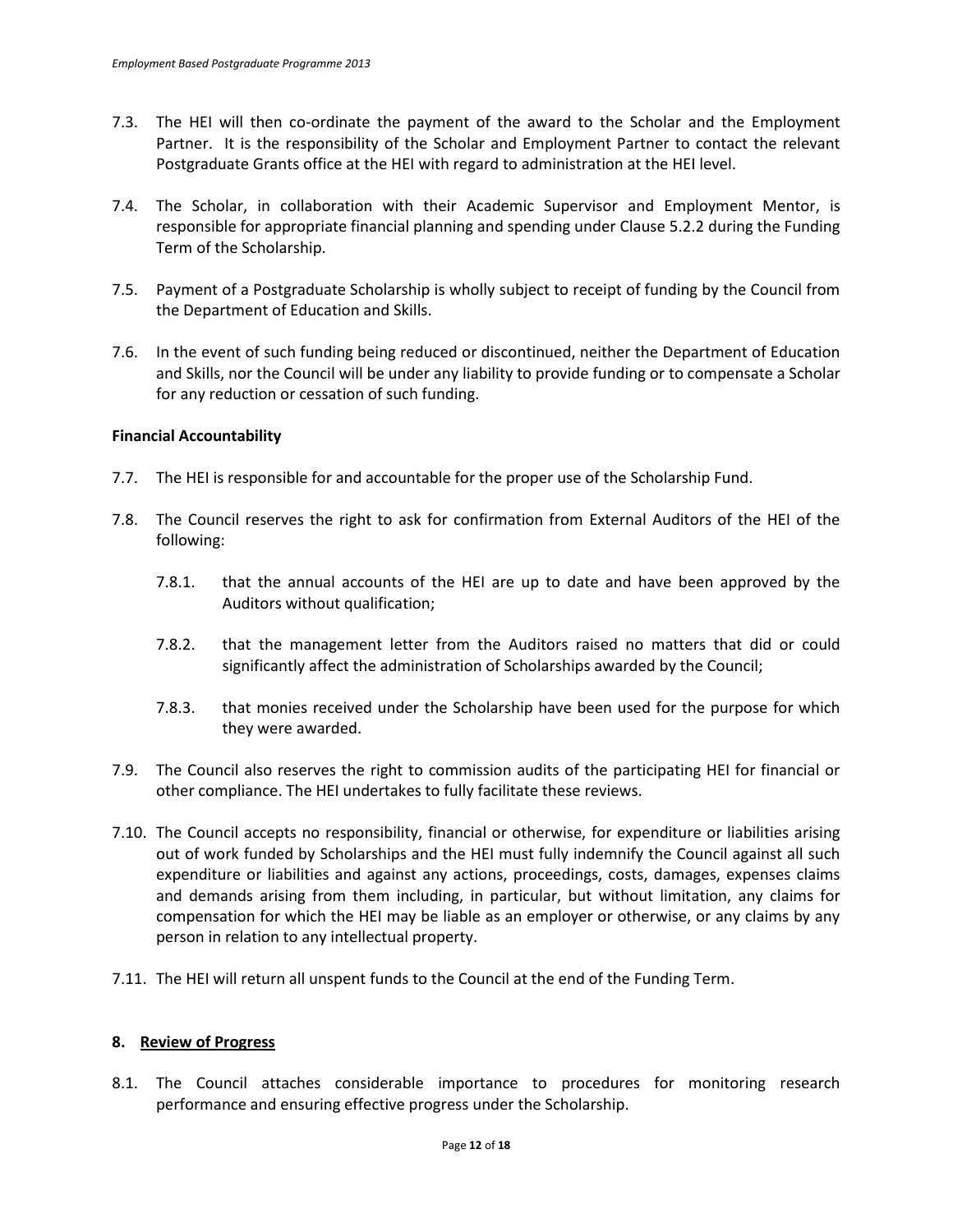7.3. The HEI will then co-ordinate the payment of the award to the Scholar and the Employment Partner. It is the responsibility of the Scholar and Employment Partner to contact the relevant Postgraduate Grants office at the HEI with regard to administration at the HEI level.

7.4. The Scholar, in collaboration with their Academic Supervisor and Employment Mentor, is responsible for appropriate financial planning and spending under Clause 5.2.2 during the Funding Term of the Scholarship.

7.5. Payment of a Postgraduate Scholarship is wholly subject to receipt of funding by the Council from the Department of Education and Skills.

7.6. In the event of such funding being reduced or discontinued, neither the Department of Education and Skills, nor the Council will be under any liability to provide funding or to compensate a Scholar for any reduction or cessation of such funding.

**Financial Accountability**

7.7. The HEI is responsible for and accountable for the proper use of the Scholarship Fund.

7.8. The Council reserves the right to ask for confirmation from External Auditors of the HEI of the following:

   7.8.1. that the annual accounts of the HEI are up to date and have been approved by the Auditors without qualification;

   7.8.2. that the management letter from the Auditors raised no matters that did or could significantly affect the administration of Scholarships awarded by the Council;

   7.8.3. that monies received under the Scholarship have been used for the purpose for which they were awarded.

7.9. The Council also reserves the right to commission audits of the participating HEI for financial or other compliance. The HEI undertakes to fully facilitate these reviews.

7.10. The Council accepts no responsibility, financial or otherwise, for expenditure or liabilities arising out of work funded by Scholarships and the HEI must fully indemnify the Council against all such expenditure or liabilities and against any actions, proceedings, costs, damages, expenses claims and demands arising from them including, in particular, but without limitation, any claims for compensation for which the HEI may be liable as an employer or otherwise, or any claims by any person in relation to any intellectual property.

7.11. The HEI will return all unspent funds to the Council at the end of the Funding Term.

## 8. Review of Progress

8.1. The Council attaches considerable importance to procedures for monitoring research performance and ensuring effective progress under the Scholarship.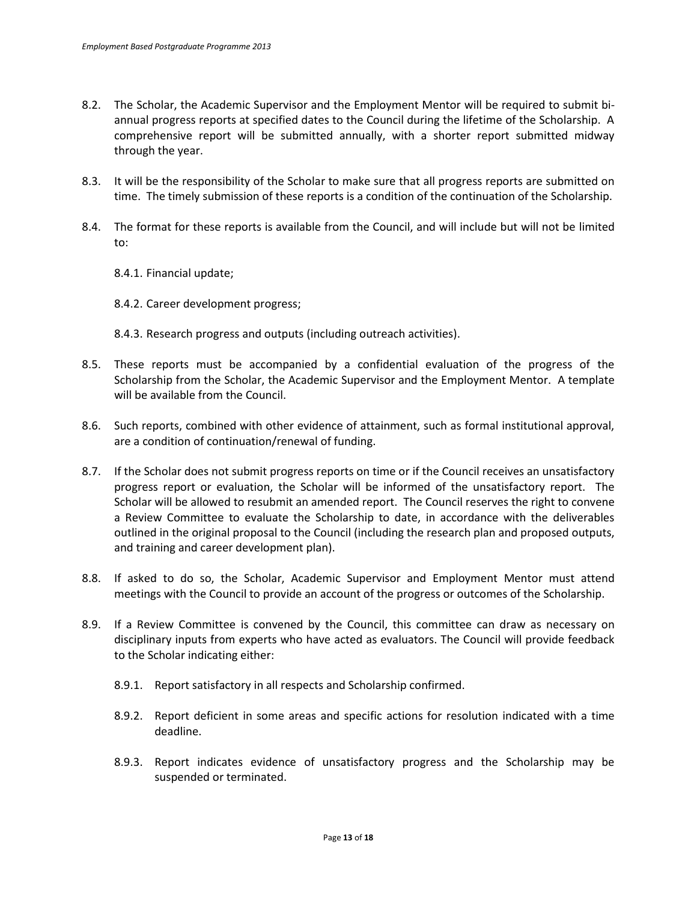8.2. The Scholar, the Academic Supervisor and the Employment Mentor will be required to submit bi-annual progress reports at specified dates to the Council during the lifetime of the Scholarship. A comprehensive report will be submitted annually, with a shorter report submitted midway through the year.

8.3. It will be the responsibility of the Scholar to make sure that all progress reports are submitted on time. The timely submission of these reports is a condition of the continuation of the Scholarship.

8.4. The format for these reports is available from the Council, and will include but will not be limited to:

   8.4.1. Financial update;

   8.4.2. Career development progress;

   8.4.3. Research progress and outputs (including outreach activities).

8.5. These reports must be accompanied by a confidential evaluation of the progress of the Scholarship from the Scholar, the Academic Supervisor and the Employment Mentor. A template will be available from the Council.

8.6. Such reports, combined with other evidence of attainment, such as formal institutional approval, are a condition of continuation/renewal of funding.

8.7. If the Scholar does not submit progress reports on time or if the Council receives an unsatisfactory progress report or evaluation, the Scholar will be informed of the unsatisfactory report. The Scholar will be allowed to resubmit an amended report. The Council reserves the right to convene a Review Committee to evaluate the Scholarship to date, in accordance with the deliverables outlined in the original proposal to the Council (including the research plan and proposed outputs, and training and career development plan).

8.8. If asked to do so, the Scholar, Academic Supervisor and Employment Mentor must attend meetings with the Council to provide an account of the progress or outcomes of the Scholarship.

8.9. If a Review Committee is convened by the Council, this committee can draw as necessary on disciplinary inputs from experts who have acted as evaluators. The Council will provide feedback to the Scholar indicating either:

   8.9.1. Report satisfactory in all respects and Scholarship confirmed.

   8.9.2. Report deficient in some areas and specific actions for resolution indicated with a time deadline.

   8.9.3. Report indicates evidence of unsatisfactory progress and the Scholarship may be suspended or terminated.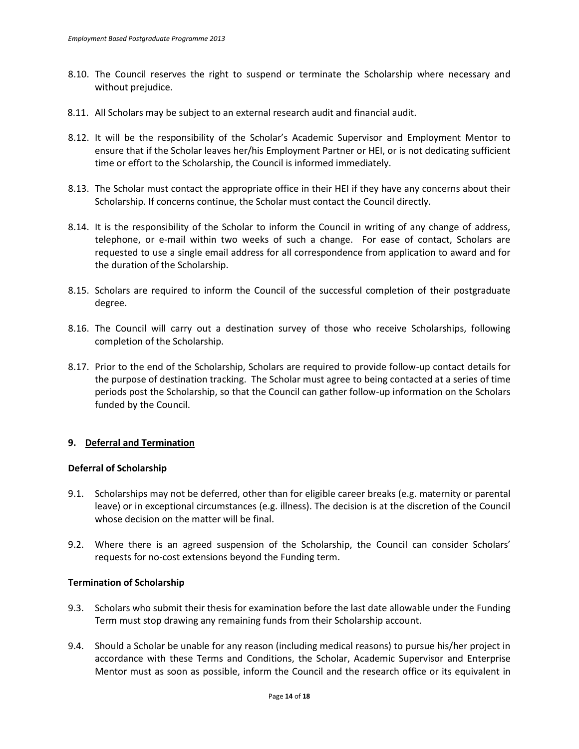8.10. The Council reserves the right to suspend or terminate the Scholarship where necessary and without prejudice.

8.11. All Scholars may be subject to an external research audit and financial audit.

8.12. It will be the responsibility of the Scholar's Academic Supervisor and Employment Mentor to ensure that if the Scholar leaves her/his Employment Partner or HEI, or is not dedicating sufficient time or effort to the Scholarship, the Council is informed immediately.

8.13. The Scholar must contact the appropriate office in their HEI if they have any concerns about their Scholarship. If concerns continue, the Scholar must contact the Council directly.

8.14. It is the responsibility of the Scholar to inform the Council in writing of any change of address, telephone, or e-mail within two weeks of such a change. For ease of contact, Scholars are requested to use a single email address for all correspondence from application to award and for the duration of the Scholarship.

8.15. Scholars are required to inform the Council of the successful completion of their postgraduate degree.

8.16. The Council will carry out a destination survey of those who receive Scholarships, following completion of the Scholarship.

8.17. Prior to the end of the Scholarship, Scholars are required to provide follow-up contact details for the purpose of destination tracking. The Scholar must agree to being contacted at a series of time periods post the Scholarship, so that the Council can gather follow-up information on the Scholars funded by the Council.

## 9. Deferral and Termination

### Deferral of Scholarship

9.1. Scholarships may not be deferred, other than for eligible career breaks (e.g. maternity or parental leave) or in exceptional circumstances (e.g. illness). The decision is at the discretion of the Council whose decision on the matter will be final.

9.2. Where there is an agreed suspension of the Scholarship, the Council can consider Scholars' requests for no-cost extensions beyond the Funding term.

### Termination of Scholarship

9.3. Scholars who submit their thesis for examination before the last date allowable under the Funding Term must stop drawing any remaining funds from their Scholarship account.

9.4. Should a Scholar be unable for any reason (including medical reasons) to pursue his/her project in accordance with these Terms and Conditions, the Scholar, Academic Supervisor and Enterprise Mentor must as soon as possible, inform the Council and the research office or its equivalent in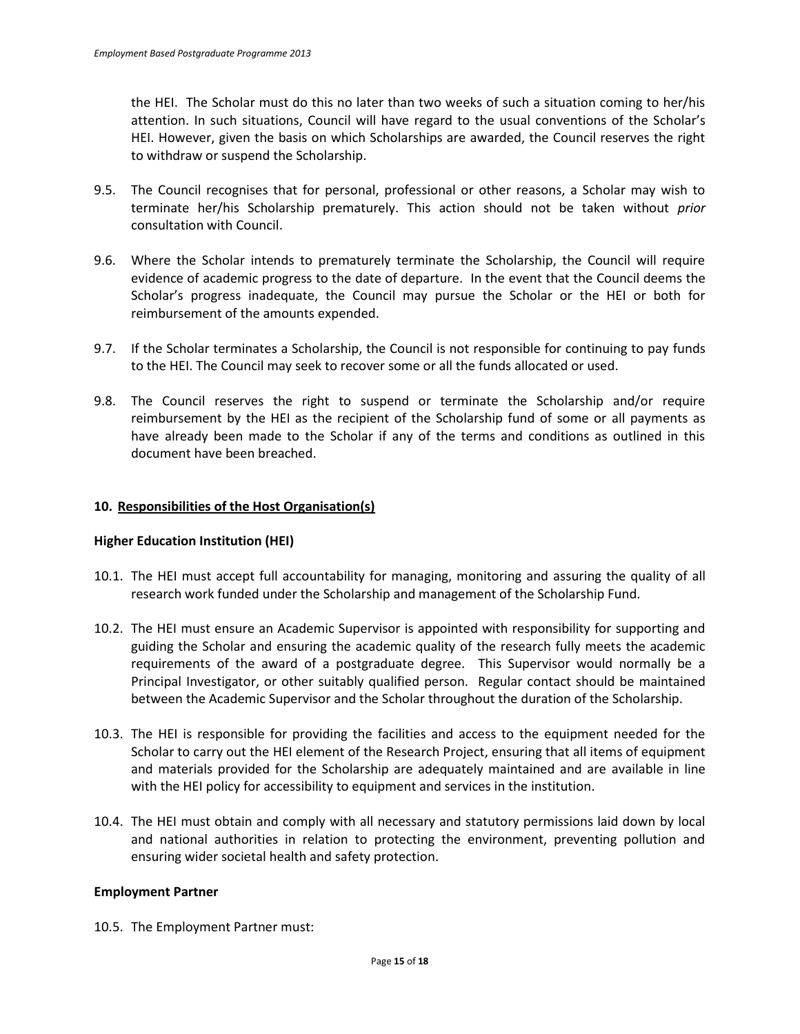the HEI. The Scholar must do this no later than two weeks of such a situation coming to her/his attention. In such situations, Council will have regard to the usual conventions of the Scholar's HEI. However, given the basis on which Scholarships are awarded, the Council reserves the right to withdraw or suspend the Scholarship.

9.5. The Council recognises that for personal, professional or other reasons, a Scholar may wish to terminate her/his Scholarship prematurely. This action should not be taken without *prior* consultation with Council.

9.6. Where the Scholar intends to prematurely terminate the Scholarship, the Council will require evidence of academic progress to the date of departure. In the event that the Council deems the Scholar's progress inadequate, the Council may pursue the Scholar or the HEI or both for reimbursement of the amounts expended.

9.7. If the Scholar terminates a Scholarship, the Council is not responsible for continuing to pay funds to the HEI. The Council may seek to recover some or all the funds allocated or used.

9.8. The Council reserves the right to suspend or terminate the Scholarship and/or require reimbursement by the HEI as the recipient of the Scholarship fund of some or all payments as have already been made to the Scholar if any of the terms and conditions as outlined in this document have been breached.

## 10. Responsibilities of the Host Organisation(s)

### Higher Education Institution (HEI)

10.1. The HEI must accept full accountability for managing, monitoring and assuring the quality of all research work funded under the Scholarship and management of the Scholarship Fund.

10.2. The HEI must ensure an Academic Supervisor is appointed with responsibility for supporting and guiding the Scholar and ensuring the academic quality of the research fully meets the academic requirements of the award of a postgraduate degree. This Supervisor would normally be a Principal Investigator, or other suitably qualified person. Regular contact should be maintained between the Academic Supervisor and the Scholar throughout the duration of the Scholarship.

10.3. The HEI is responsible for providing the facilities and access to the equipment needed for the Scholar to carry out the HEI element of the Research Project, ensuring that all items of equipment and materials provided for the Scholarship are adequately maintained and are available in line with the HEI policy for accessibility to equipment and services in the institution.

10.4. The HEI must obtain and comply with all necessary and statutory permissions laid down by local and national authorities in relation to protecting the environment, preventing pollution and ensuring wider societal health and safety protection.

### Employment Partner

10.5. The Employment Partner must: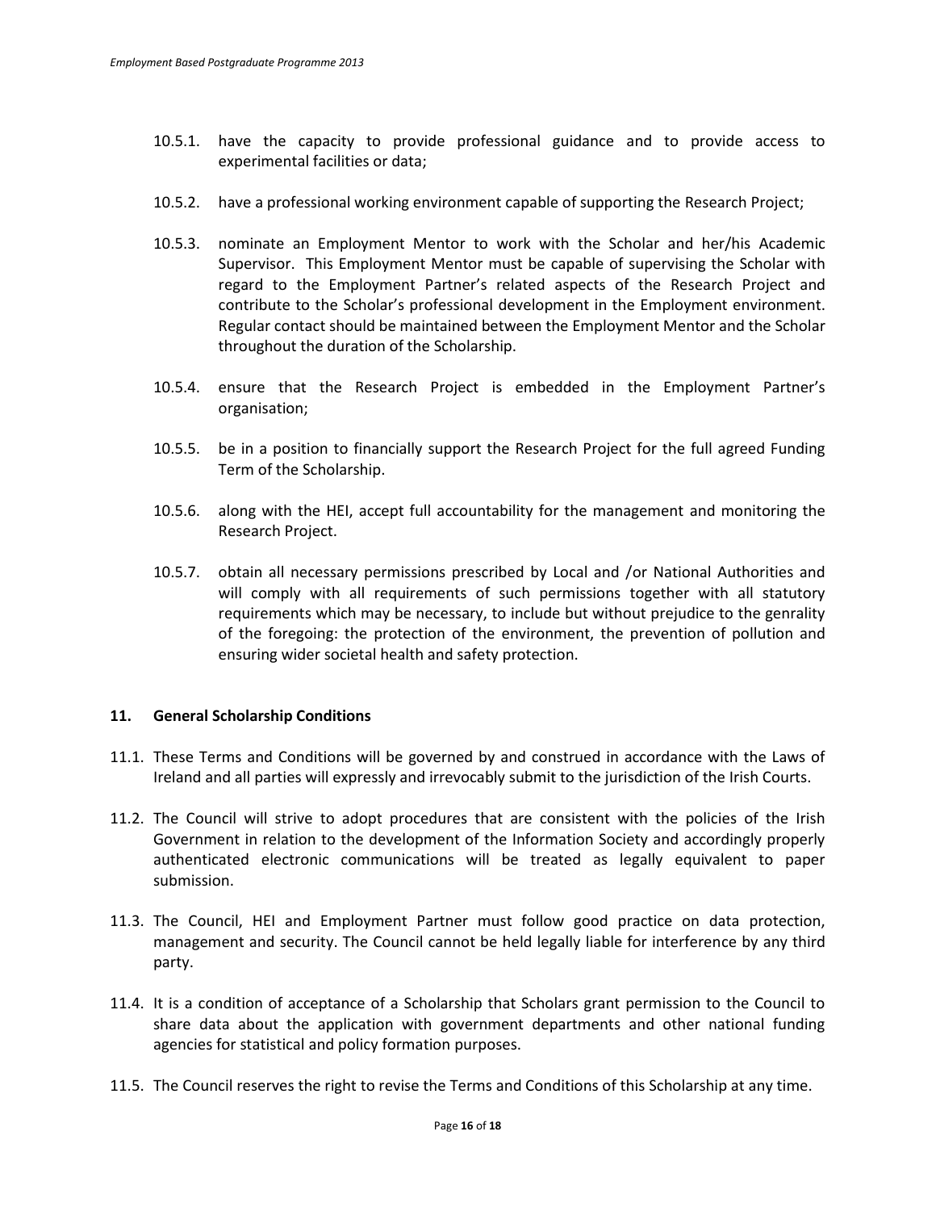10.5.1. have the capacity to provide professional guidance and to provide access to experimental facilities or data;

10.5.2. have a professional working environment capable of supporting the Research Project;

10.5.3. nominate an Employment Mentor to work with the Scholar and her/his Academic Supervisor. This Employment Mentor must be capable of supervising the Scholar with regard to the Employment Partner's related aspects of the Research Project and contribute to the Scholar's professional development in the Employment environment. Regular contact should be maintained between the Employment Mentor and the Scholar throughout the duration of the Scholarship.

10.5.4. ensure that the Research Project is embedded in the Employment Partner's organisation;

10.5.5. be in a position to financially support the Research Project for the full agreed Funding Term of the Scholarship.

10.5.6. along with the HEI, accept full accountability for the management and monitoring the Research Project.

10.5.7. obtain all necessary permissions prescribed by Local and /or National Authorities and will comply with all requirements of such permissions together with all statutory requirements which may be necessary, to include but without prejudice to the genrality of the foregoing: the protection of the environment, the prevention of pollution and ensuring wider societal health and safety protection.

## 11. General Scholarship Conditions

11.1. These Terms and Conditions will be governed by and construed in accordance with the Laws of Ireland and all parties will expressly and irrevocably submit to the jurisdiction of the Irish Courts.

11.2. The Council will strive to adopt procedures that are consistent with the policies of the Irish Government in relation to the development of the Information Society and accordingly properly authenticated electronic communications will be treated as legally equivalent to paper submission.

11.3. The Council, HEI and Employment Partner must follow good practice on data protection, management and security. The Council cannot be held legally liable for interference by any third party.

11.4. It is a condition of acceptance of a Scholarship that Scholars grant permission to the Council to share data about the application with government departments and other national funding agencies for statistical and policy formation purposes.

11.5. The Council reserves the right to revise the Terms and Conditions of this Scholarship at any time.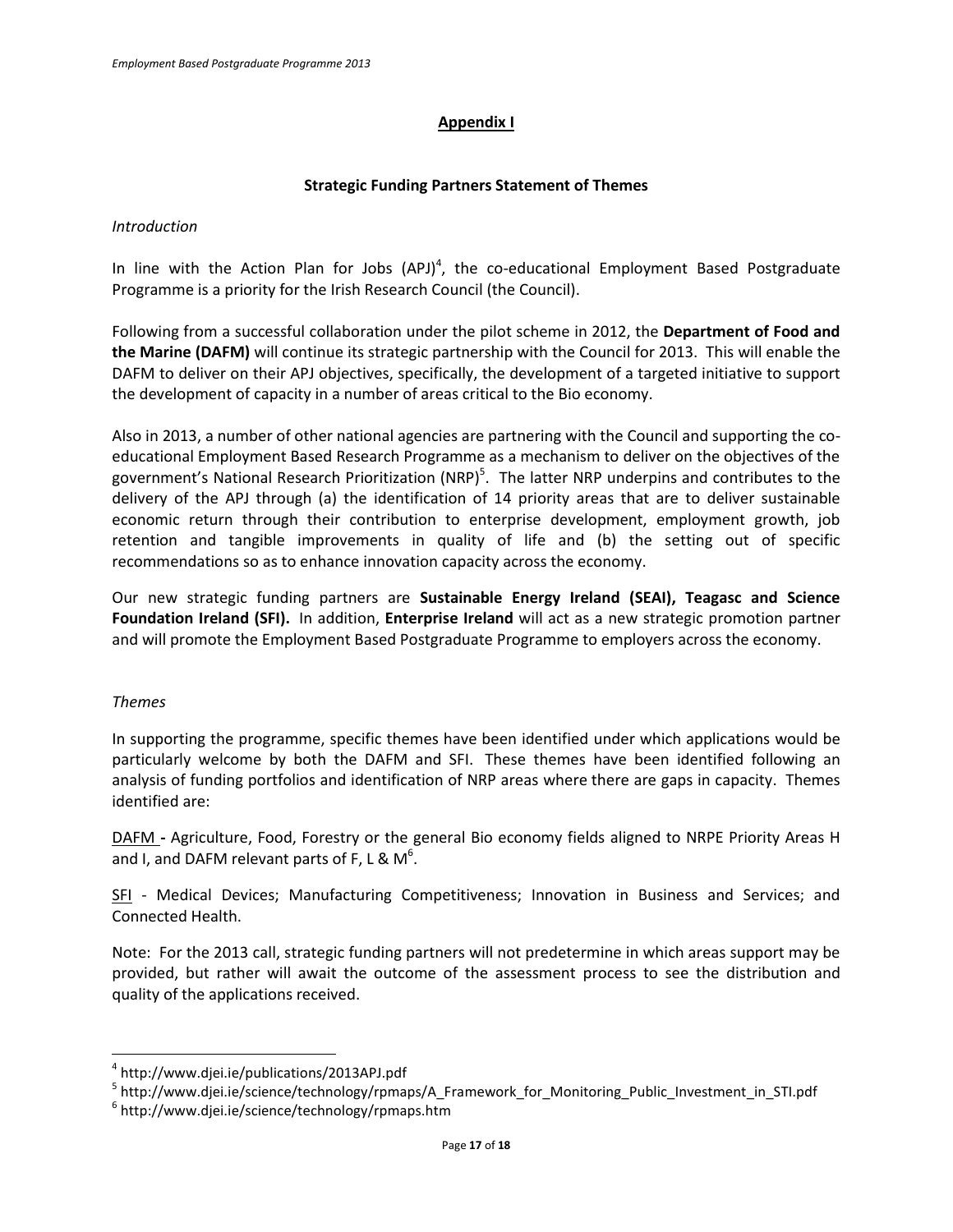## Appendix I

### Strategic Funding Partners Statement of Themes

*Introduction*

In line with the Action Plan for Jobs (APJ)[4], the co-educational Employment Based Postgraduate Programme is a priority for the Irish Research Council (the Council).

Following from a successful collaboration under the pilot scheme in 2012, the **Department of Food and the Marine (DAFM)** will continue its strategic partnership with the Council for 2013. This will enable the DAFM to deliver on their APJ objectives, specifically, the development of a targeted initiative to support the development of capacity in a number of areas critical to the Bio economy.

Also in 2013, a number of other national agencies are partnering with the Council and supporting the co-educational Employment Based Research Programme as a mechanism to deliver on the objectives of the government's National Research Prioritization (NRP)[5]. The latter NRP underpins and contributes to the delivery of the APJ through (a) the identification of 14 priority areas that are to deliver sustainable economic return through their contribution to enterprise development, employment growth, job retention and tangible improvements in quality of life and (b) the setting out of specific recommendations so as to enhance innovation capacity across the economy.

Our new strategic funding partners are **Sustainable Energy Ireland (SEAI), Teagasc and Science Foundation Ireland (SFI).** In addition, **Enterprise Ireland** will act as a new strategic promotion partner and will promote the Employment Based Postgraduate Programme to employers across the economy.

*Themes*

In supporting the programme, specific themes have been identified under which applications would be particularly welcome by both the DAFM and SFI. These themes have been identified following an analysis of funding portfolios and identification of NRP areas where there are gaps in capacity. Themes identified are:

<u>DAFM</u> **-** Agriculture, Food, Forestry or the general Bio economy fields aligned to NRPE Priority Areas H and I, and DAFM relevant parts of F, L & M[6].

<u>SFI</u> - Medical Devices; Manufacturing Competitiveness; Innovation in Business and Services; and Connected Health.

Note: For the 2013 call, strategic funding partners will not predetermine in which areas support may be provided, but rather will await the outcome of the assessment process to see the distribution and quality of the applications received.

---

[4] http://www.djei.ie/publications/2013APJ.pdf

[5] http://www.djei.ie/science/technology/rpmaps/A_Framework_for_Monitoring_Public_Investment_in_STI.pdf

[6] http://www.djei.ie/science/technology/rpmaps.htm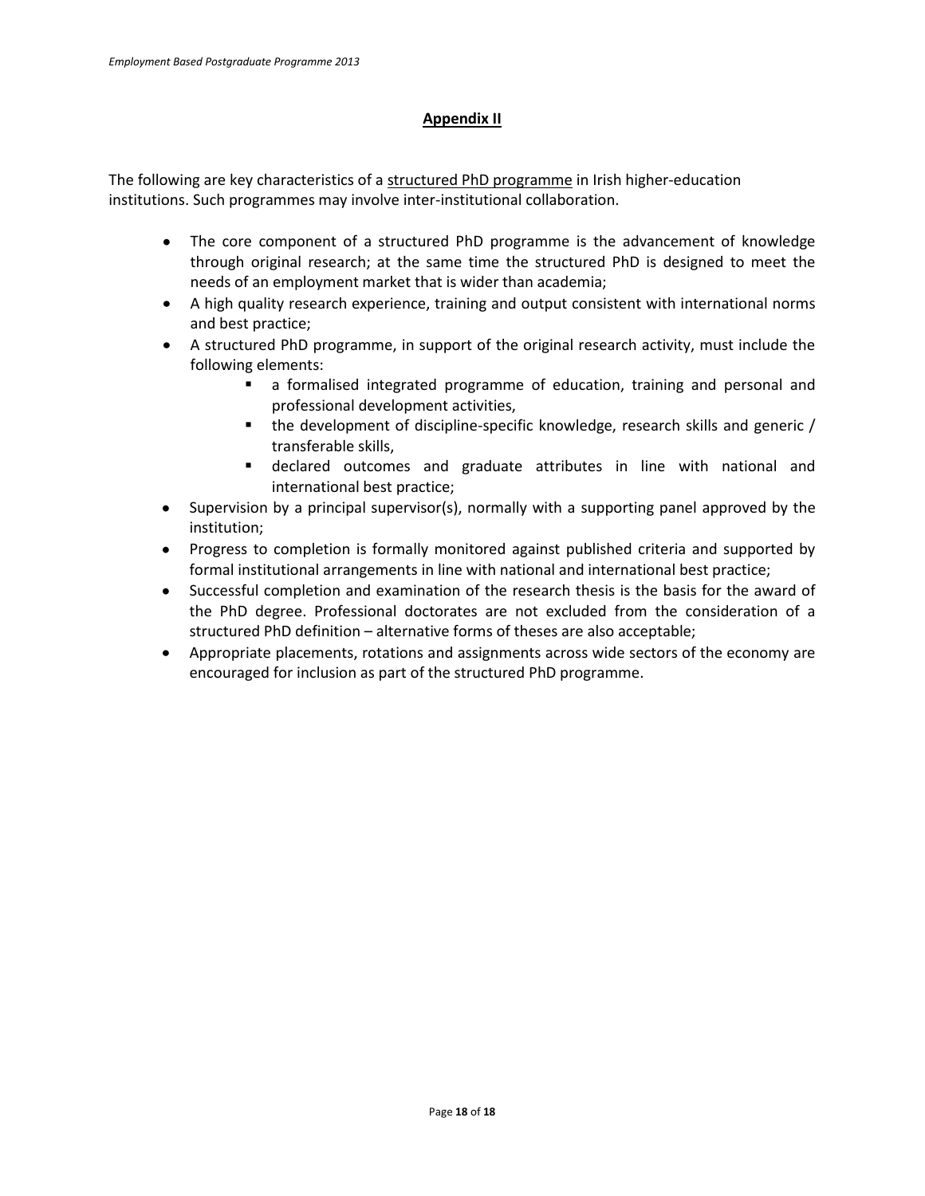## Appendix II

The following are key characteristics of a structured PhD programme in Irish higher-education institutions. Such programmes may involve inter-institutional collaboration.

- The core component of a structured PhD programme is the advancement of knowledge through original research; at the same time the structured PhD is designed to meet the needs of an employment market that is wider than academia;
- A high quality research experience, training and output consistent with international norms and best practice;
- A structured PhD programme, in support of the original research activity, must include the following elements:
  - a formalised integrated programme of education, training and personal and professional development activities,
  - the development of discipline-specific knowledge, research skills and generic / transferable skills,
  - declared outcomes and graduate attributes in line with national and international best practice;
- Supervision by a principal supervisor(s), normally with a supporting panel approved by the institution;
- Progress to completion is formally monitored against published criteria and supported by formal institutional arrangements in line with national and international best practice;
- Successful completion and examination of the research thesis is the basis for the award of the PhD degree. Professional doctorates are not excluded from the consideration of a structured PhD definition – alternative forms of theses are also acceptable;
- Appropriate placements, rotations and assignments across wide sectors of the economy are encouraged for inclusion as part of the structured PhD programme.